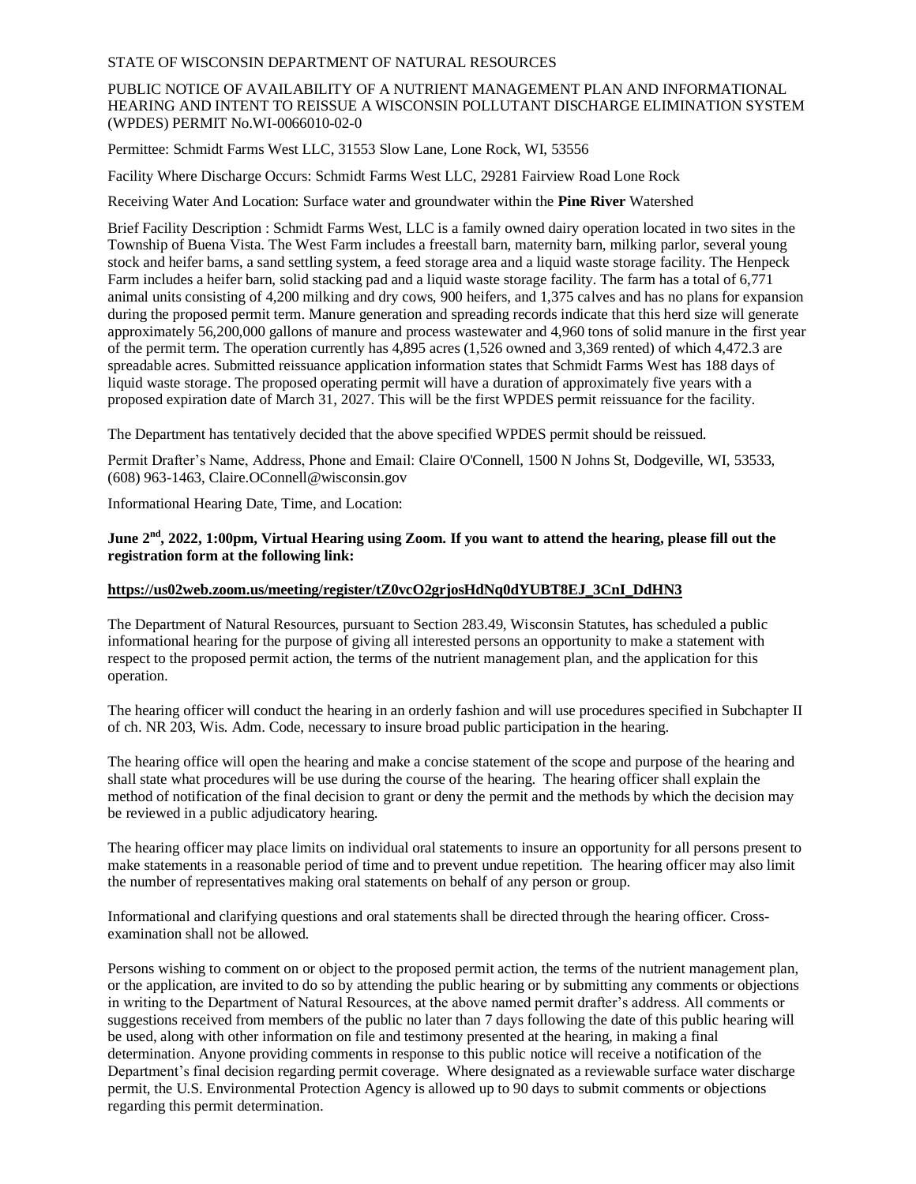STATE OF WISCONSIN DEPARTMENT OF NATURAL RESOURCES

PUBLIC NOTICE OF AVAILABILITY OF A NUTRIENT MANAGEMENT PLAN AND INFORMATIONAL HEARING AND INTENT TO REISSUE A WISCONSIN POLLUTANT DISCHARGE ELIMINATION SYSTEM (WPDES) PERMIT No.WI-0066010-02-0

Permittee: Schmidt Farms West LLC, 31553 Slow Lane, Lone Rock, WI, 53556

Facility Where Discharge Occurs: Schmidt Farms West LLC, 29281 Fairview Road Lone Rock

Receiving Water And Location: Surface water and groundwater within the **Pine River** Watershed

Brief Facility Description : Schmidt Farms West, LLC is a family owned dairy operation located in two sites in the Township of Buena Vista. The West Farm includes a freestall barn, maternity barn, milking parlor, several young stock and heifer barns, a sand settling system, a feed storage area and a liquid waste storage facility. The Henpeck Farm includes a heifer barn, solid stacking pad and a liquid waste storage facility. The farm has a total of 6,771 animal units consisting of 4,200 milking and dry cows, 900 heifers, and 1,375 calves and has no plans for expansion during the proposed permit term. Manure generation and spreading records indicate that this herd size will generate approximately 56,200,000 gallons of manure and process wastewater and 4,960 tons of solid manure in the first year of the permit term. The operation currently has 4,895 acres (1,526 owned and 3,369 rented) of which 4,472.3 are spreadable acres. Submitted reissuance application information states that Schmidt Farms West has 188 days of liquid waste storage. The proposed operating permit will have a duration of approximately five years with a proposed expiration date of March 31, 2027. This will be the first WPDES permit reissuance for the facility.

The Department has tentatively decided that the above specified WPDES permit should be reissued.

Permit Drafter's Name, Address, Phone and Email: Claire O'Connell, 1500 N Johns St, Dodgeville, WI, 53533, (608) 963-1463, Claire.OConnell@wisconsin.gov

Informational Hearing Date, Time, and Location:

**June 2nd, 2022, 1:00pm, Virtual Hearing using Zoom. If you want to attend the hearing, please fill out the registration form at the following link:**

**https://us02web.zoom.us/meeting/register/tZ0vcO2grjosHdNq0dYUBT8EJ_3CnI_DdHN3**

The Department of Natural Resources, pursuant to Section 283.49, Wisconsin Statutes, has scheduled a public informational hearing for the purpose of giving all interested persons an opportunity to make a statement with respect to the proposed permit action, the terms of the nutrient management plan, and the application for this operation.

The hearing officer will conduct the hearing in an orderly fashion and will use procedures specified in Subchapter II of ch. NR 203, Wis. Adm. Code, necessary to insure broad public participation in the hearing.

The hearing office will open the hearing and make a concise statement of the scope and purpose of the hearing and shall state what procedures will be use during the course of the hearing. The hearing officer shall explain the method of notification of the final decision to grant or deny the permit and the methods by which the decision may be reviewed in a public adjudicatory hearing.

The hearing officer may place limits on individual oral statements to insure an opportunity for all persons present to make statements in a reasonable period of time and to prevent undue repetition. The hearing officer may also limit the number of representatives making oral statements on behalf of any person or group.

Informational and clarifying questions and oral statements shall be directed through the hearing officer. Cross-examination shall not be allowed.

Persons wishing to comment on or object to the proposed permit action, the terms of the nutrient management plan, or the application, are invited to do so by attending the public hearing or by submitting any comments or objections in writing to the Department of Natural Resources, at the above named permit drafter's address. All comments or suggestions received from members of the public no later than 7 days following the date of this public hearing will be used, along with other information on file and testimony presented at the hearing, in making a final determination. Anyone providing comments in response to this public notice will receive a notification of the Department's final decision regarding permit coverage. Where designated as a reviewable surface water discharge permit, the U.S. Environmental Protection Agency is allowed up to 90 days to submit comments or objections regarding this permit determination.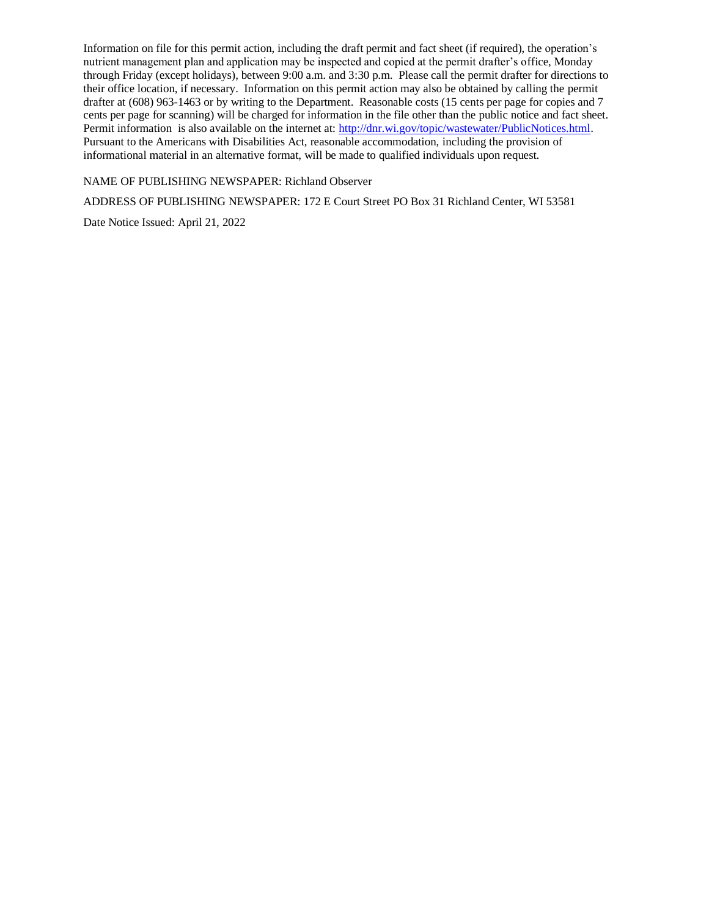Information on file for this permit action, including the draft permit and fact sheet (if required), the operation's nutrient management plan and application may be inspected and copied at the permit drafter's office, Monday through Friday (except holidays), between 9:00 a.m. and 3:30 p.m. Please call the permit drafter for directions to their office location, if necessary. Information on this permit action may also be obtained by calling the permit drafter at (608) 963-1463 or by writing to the Department. Reasonable costs (15 cents per page for copies and 7 cents per page for scanning) will be charged for information in the file other than the public notice and fact sheet. Permit information is also available on the internet at: http://dnr.wi.gov/topic/wastewater/PublicNotices.html. Pursuant to the Americans with Disabilities Act, reasonable accommodation, including the provision of informational material in an alternative format, will be made to qualified individuals upon request.

NAME OF PUBLISHING NEWSPAPER: Richland Observer

ADDRESS OF PUBLISHING NEWSPAPER: 172 E Court Street PO Box 31 Richland Center, WI 53581

Date Notice Issued: April 21, 2022